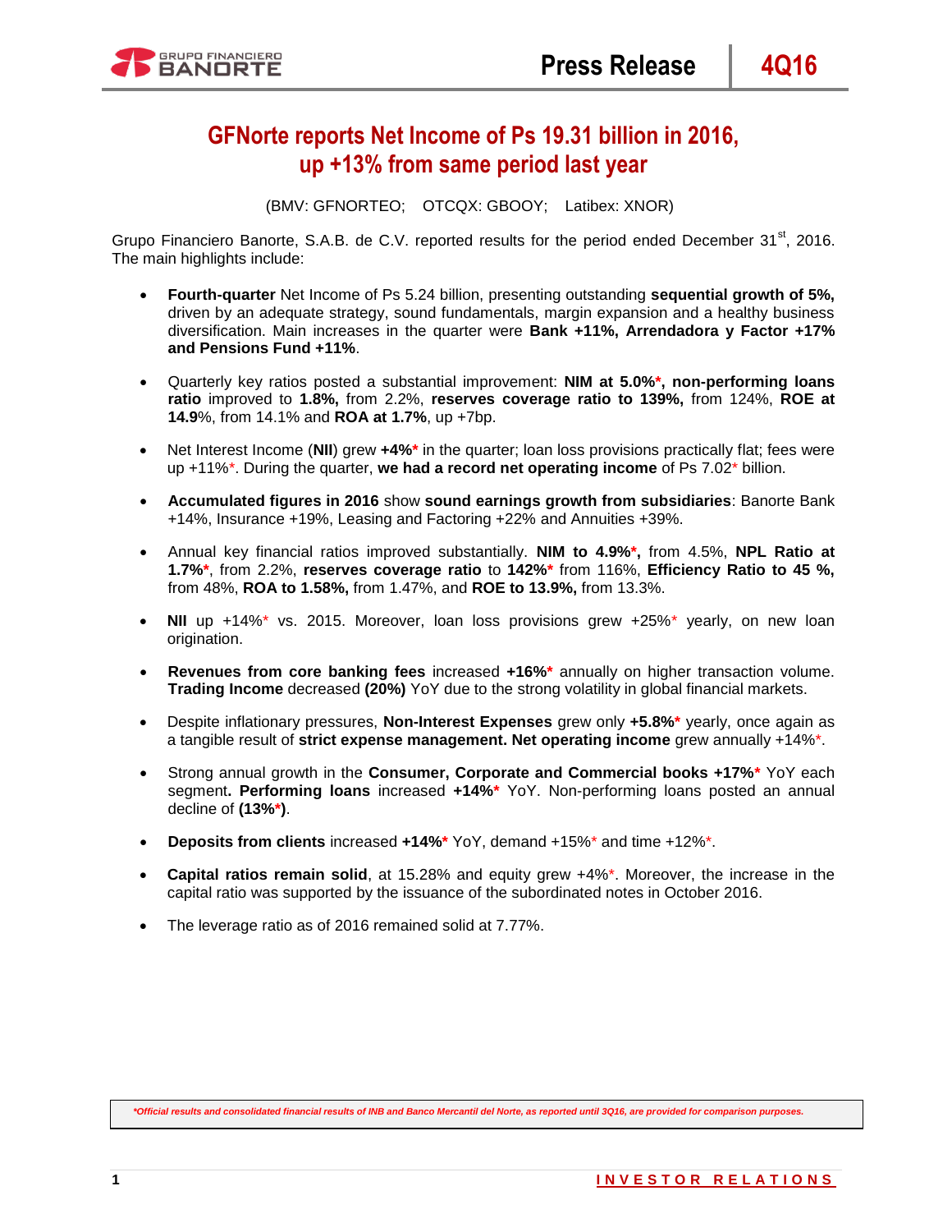# GFNorte reports Net Income of Ps 19.31 billion in 2016, up +13% from same period last year

(BMV: GFNORTEO; OTCQX: GBOOY; Latibex: XNOR)

Grupo Financiero Banorte, S.A.B. de C.V. reported results for the period ended December 31st, 2016. The main highlights include:

- **Fourth-quarter** Net Income of Ps 5.24 billion, presenting outstanding **sequential growth of 5%,** driven by an adequate strategy, sound fundamentals, margin expansion and a healthy business diversification. Main increases in the quarter were **Bank +11%, Arrendadora y Factor +17% and Pensions Fund +11%**.

- Quarterly key ratios posted a substantial improvement: **NIM at 5.0%*, non-performing loans ratio** improved to **1.8%,** from 2.2%, **reserves coverage ratio to 139%,** from 124%, **ROE at 14.9**%, from 14.1% and **ROA at 1.7%**, up +7bp.

- Net Interest Income (**NII**) grew **+4%*** in the quarter; loan loss provisions practically flat; fees were up +11%*. During the quarter, **we had a record net operating income** of Ps 7.02* billion.

- **Accumulated figures in 2016** show **sound earnings growth from subsidiaries**: Banorte Bank +14%, Insurance +19%, Leasing and Factoring +22% and Annuities +39%.

- Annual key financial ratios improved substantially. **NIM to 4.9%*,** from 4.5%, **NPL Ratio at 1.7%***, from 2.2%, **reserves coverage ratio** to **142%*** from 116%, **Efficiency Ratio to 45 %,** from 48%, **ROA to 1.58%,** from 1.47%, and **ROE to 13.9%,** from 13.3%.

- **NII** up +14%* vs. 2015. Moreover, loan loss provisions grew +25%* yearly, on new loan origination.

- **Revenues from core banking fees** increased **+16%*** annually on higher transaction volume. **Trading Income** decreased **(20%)** YoY due to the strong volatility in global financial markets.

- Despite inflationary pressures, **Non-Interest Expenses** grew only **+5.8%*** yearly, once again as a tangible result of **strict expense management. Net operating income** grew annually +14%*.

- Strong annual growth in the **Consumer, Corporate and Commercial books +17%*** YoY each segment**. Performing loans** increased **+14%*** YoY. Non-performing loans posted an annual decline of **(13%*)**.

- **Deposits from clients** increased **+14%*** YoY, demand +15%* and time +12%*.

- **Capital ratios remain solid**, at 15.28% and equity grew +4%*. Moreover, the increase in the capital ratio was supported by the issuance of the subordinated notes in October 2016.

- The leverage ratio as of 2016 remained solid at 7.77%.

*\*Official results and consolidated financial results of INB and Banco Mercantil del Norte, as reported until 3Q16, are provided for comparison purposes.*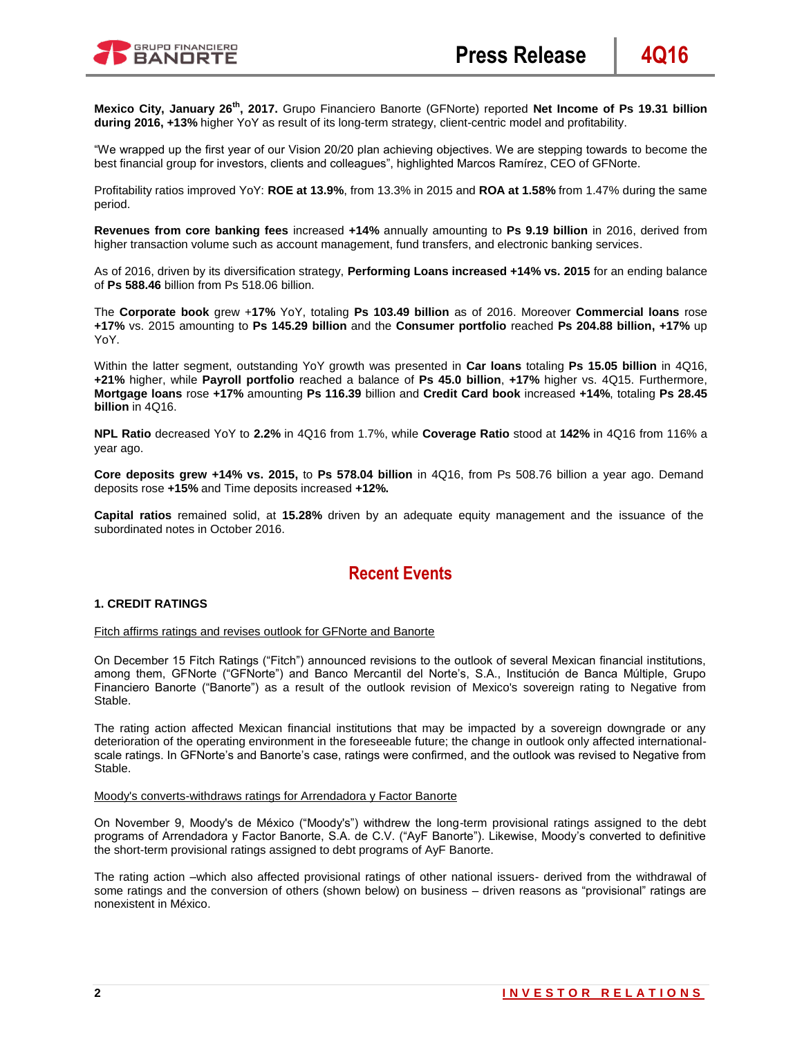**Mexico City, January 26th, 2017.** Grupo Financiero Banorte (GFNorte) reported **Net Income of Ps 19.31 billion during 2016, +13%** higher YoY as result of its long-term strategy, client-centric model and profitability.

"We wrapped up the first year of our Vision 20/20 plan achieving objectives. We are stepping towards to become the best financial group for investors, clients and colleagues", highlighted Marcos Ramírez, CEO of GFNorte.

Profitability ratios improved YoY: **ROE at 13.9%**, from 13.3% in 2015 and **ROA at 1.58%** from 1.47% during the same period.

**Revenues from core banking fees** increased **+14%** annually amounting to **Ps 9.19 billion** in 2016, derived from higher transaction volume such as account management, fund transfers, and electronic banking services.

As of 2016, driven by its diversification strategy, **Performing Loans increased +14% vs. 2015** for an ending balance of **Ps 588.46** billion from Ps 518.06 billion.

The **Corporate book** grew +**17%** YoY, totaling **Ps 103.49 billion** as of 2016. Moreover **Commercial loans** rose **+17%** vs. 2015 amounting to **Ps 145.29 billion** and the **Consumer portfolio** reached **Ps 204.88 billion, +17%** up YoY.

Within the latter segment, outstanding YoY growth was presented in **Car loans** totaling **Ps 15.05 billion** in 4Q16, **+21%** higher, while **Payroll portfolio** reached a balance of **Ps 45.0 billion**, **+17%** higher vs. 4Q15. Furthermore, **Mortgage loans** rose **+17%** amounting **Ps 116.39** billion and **Credit Card book** increased **+14%**, totaling **Ps 28.45 billion** in 4Q16.

**NPL Ratio** decreased YoY to **2.2%** in 4Q16 from 1.7%, while **Coverage Ratio** stood at **142%** in 4Q16 from 116% a year ago.

**Core deposits grew +14% vs. 2015,** to **Ps 578.04 billion** in 4Q16, from Ps 508.76 billion a year ago. Demand deposits rose **+15%** and Time deposits increased **+12%.**

**Capital ratios** remained solid, at **15.28%** driven by an adequate equity management and the issuance of the subordinated notes in October 2016.

## Recent Events

### 1. CREDIT RATINGS

Fitch affirms ratings and revises outlook for GFNorte and Banorte

On December 15 Fitch Ratings ("Fitch") announced revisions to the outlook of several Mexican financial institutions, among them, GFNorte ("GFNorte") and Banco Mercantil del Norte's, S.A., Institución de Banca Múltiple, Grupo Financiero Banorte ("Banorte") as a result of the outlook revision of Mexico's sovereign rating to Negative from Stable.

The rating action affected Mexican financial institutions that may be impacted by a sovereign downgrade or any deterioration of the operating environment in the foreseeable future; the change in outlook only affected international-scale ratings. In GFNorte's and Banorte's case, ratings were confirmed, and the outlook was revised to Negative from Stable.

Moody's converts-withdraws ratings for Arrendadora y Factor Banorte

On November 9, Moody's de México ("Moody's") withdrew the long-term provisional ratings assigned to the debt programs of Arrendadora y Factor Banorte, S.A. de C.V. ("AyF Banorte"). Likewise, Moody's converted to definitive the short-term provisional ratings assigned to debt programs of AyF Banorte.

The rating action –which also affected provisional ratings of other national issuers- derived from the withdrawal of some ratings and the conversion of others (shown below) on business – driven reasons as "provisional" ratings are nonexistent in México.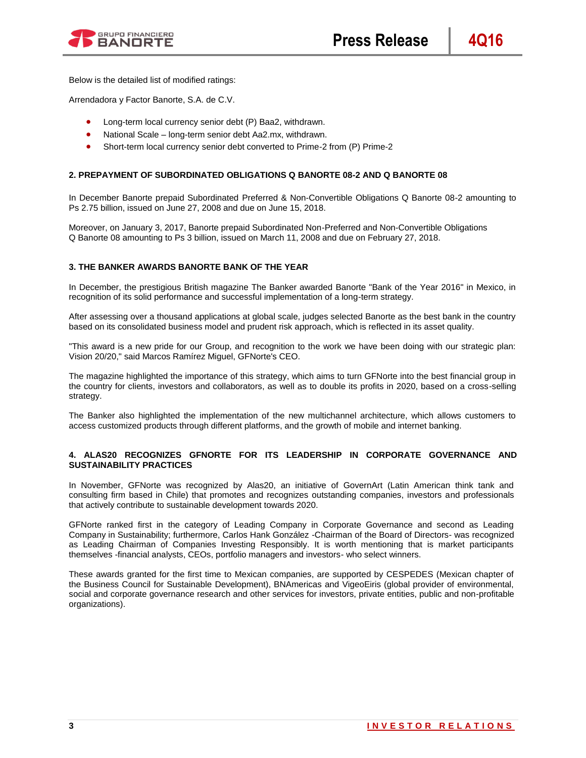Below is the detailed list of modified ratings:

Arrendadora y Factor Banorte, S.A. de C.V.

- Long-term local currency senior debt (P) Baa2, withdrawn.
- National Scale – long-term senior debt Aa2.mx, withdrawn.
- Short-term local currency senior debt converted to Prime-2 from (P) Prime-2

## 2. PREPAYMENT OF SUBORDINATED OBLIGATIONS Q BANORTE 08-2 AND Q BANORTE 08

In December Banorte prepaid Subordinated Preferred & Non-Convertible Obligations Q Banorte 08-2 amounting to Ps 2.75 billion, issued on June 27, 2008 and due on June 15, 2018.

Moreover, on January 3, 2017, Banorte prepaid Subordinated Non-Preferred and Non-Convertible Obligations Q Banorte 08 amounting to Ps 3 billion, issued on March 11, 2008 and due on February 27, 2018.

## 3. THE BANKER AWARDS BANORTE BANK OF THE YEAR

In December, the prestigious British magazine The Banker awarded Banorte "Bank of the Year 2016" in Mexico, in recognition of its solid performance and successful implementation of a long-term strategy.

After assessing over a thousand applications at global scale, judges selected Banorte as the best bank in the country based on its consolidated business model and prudent risk approach, which is reflected in its asset quality.

"This award is a new pride for our Group, and recognition to the work we have been doing with our strategic plan: Vision 20/20," said Marcos Ramírez Miguel, GFNorte's CEO.

The magazine highlighted the importance of this strategy, which aims to turn GFNorte into the best financial group in the country for clients, investors and collaborators, as well as to double its profits in 2020, based on a cross-selling strategy.

The Banker also highlighted the implementation of the new multichannel architecture, which allows customers to access customized products through different platforms, and the growth of mobile and internet banking.

## 4. ALAS20 RECOGNIZES GFNORTE FOR ITS LEADERSHIP IN CORPORATE GOVERNANCE AND SUSTAINABILITY PRACTICES

In November, GFNorte was recognized by Alas20, an initiative of GovernArt (Latin American think tank and consulting firm based in Chile) that promotes and recognizes outstanding companies, investors and professionals that actively contribute to sustainable development towards 2020.

GFNorte ranked first in the category of Leading Company in Corporate Governance and second as Leading Company in Sustainability; furthermore, Carlos Hank González -Chairman of the Board of Directors- was recognized as Leading Chairman of Companies Investing Responsibly. It is worth mentioning that is market participants themselves -financial analysts, CEOs, portfolio managers and investors- who select winners.

These awards granted for the first time to Mexican companies, are supported by CESPEDES (Mexican chapter of the Business Council for Sustainable Development), BNAmericas and VigeoEiris (global provider of environmental, social and corporate governance research and other services for investors, private entities, public and non-profitable organizations).